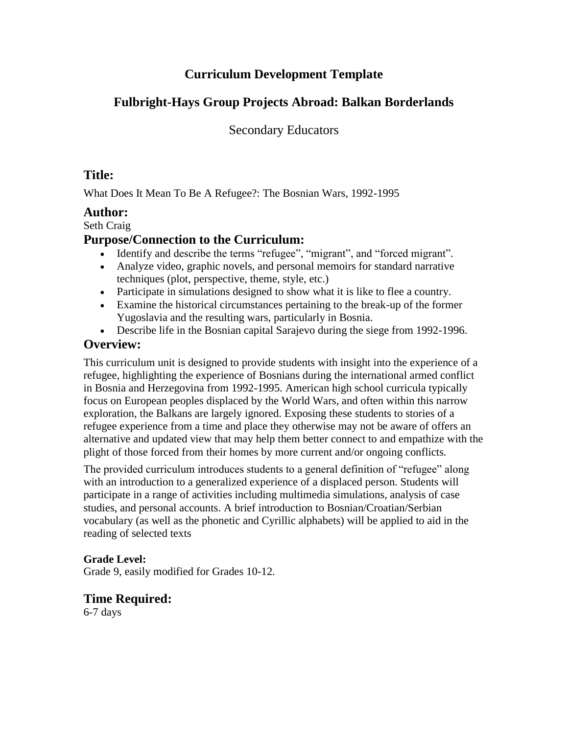# Curriculum Development Template

## Fulbright-Hays Group Projects Abroad: Balkan Borderlands

Secondary Educators

## Title:

What Does It Mean To Be A Refugee?: The Bosnian Wars, 1992-1995

## Author:

Seth Craig

## Purpose/Connection to the Curriculum:

- Identify and describe the terms "refugee", "migrant", and "forced migrant".
- Analyze video, graphic novels, and personal memoirs for standard narrative techniques (plot, perspective, theme, style, etc.)
- Participate in simulations designed to show what it is like to flee a country.
- Examine the historical circumstances pertaining to the break-up of the former Yugoslavia and the resulting wars, particularly in Bosnia.
- Describe life in the Bosnian capital Sarajevo during the siege from 1992-1996.

## Overview:

This curriculum unit is designed to provide students with insight into the experience of a refugee, highlighting the experience of Bosnians during the international armed conflict in Bosnia and Herzegovina from 1992-1995. American high school curricula typically focus on European peoples displaced by the World Wars, and often within this narrow exploration, the Balkans are largely ignored. Exposing these students to stories of a refugee experience from a time and place they otherwise may not be aware of offers an alternative and updated view that may help them better connect to and empathize with the plight of those forced from their homes by more current and/or ongoing conflicts.

The provided curriculum introduces students to a general definition of "refugee" along with an introduction to a generalized experience of a displaced person. Students will participate in a range of activities including multimedia simulations, analysis of case studies, and personal accounts. A brief introduction to Bosnian/Croatian/Serbian vocabulary (as well as the phonetic and Cyrillic alphabets) will be applied to aid in the reading of selected texts

**Grade Level:**
Grade 9, easily modified for Grades 10-12.

## Time Required:

6-7 days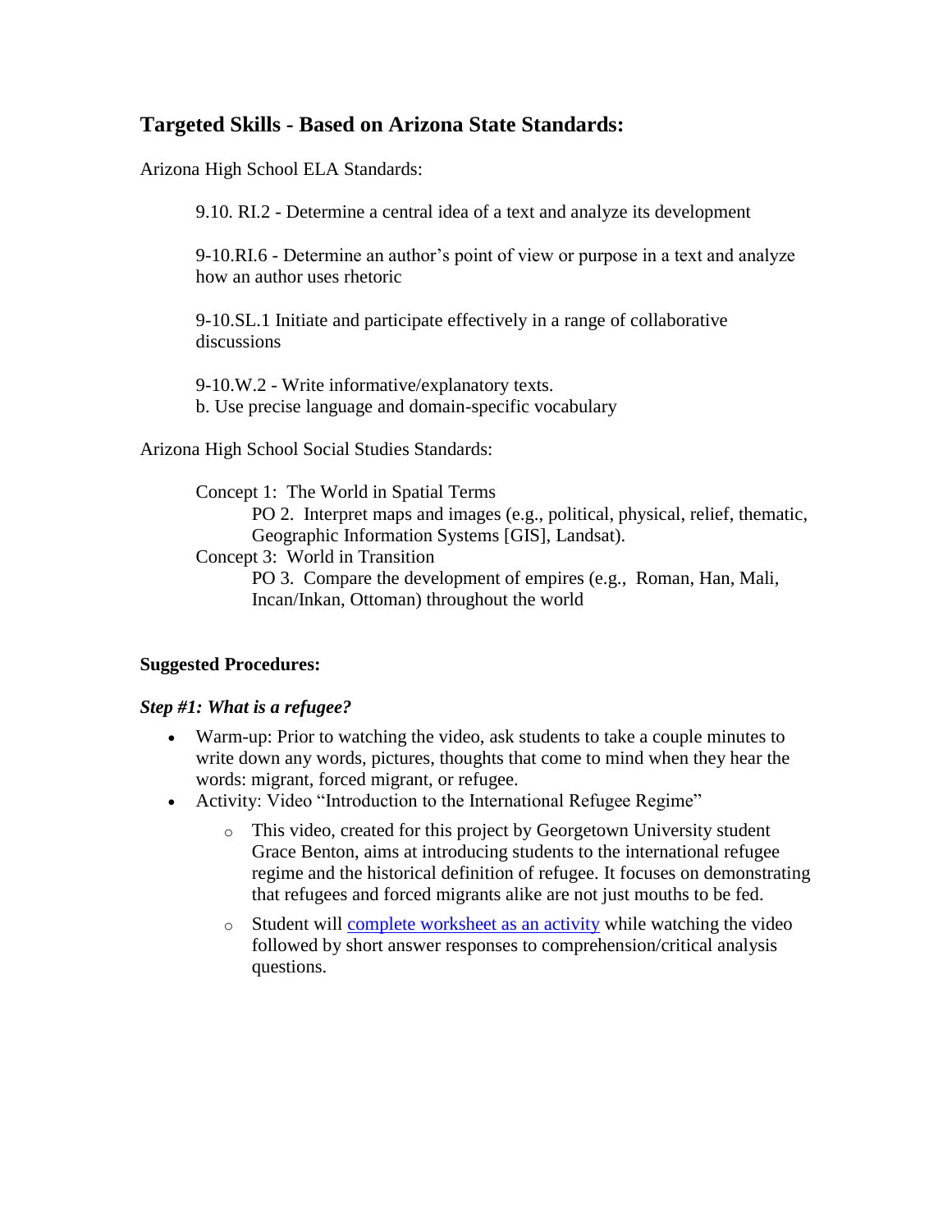## Targeted Skills - Based on Arizona State Standards:

Arizona High School ELA Standards:

9.10. RI.2 - Determine a central idea of a text and analyze its development

9-10.RI.6 - Determine an author's point of view or purpose in a text and analyze how an author uses rhetoric

9-10.SL.1 Initiate and participate effectively in a range of collaborative discussions

9-10.W.2 - Write informative/explanatory texts.
b. Use precise language and domain-specific vocabulary

Arizona High School Social Studies Standards:

Concept 1: The World in Spatial Terms
PO 2. Interpret maps and images (e.g., political, physical, relief, thematic, Geographic Information Systems [GIS], Landsat).
Concept 3: World in Transition
PO 3. Compare the development of empires (e.g., Roman, Han, Mali, Incan/Inkan, Ottoman) throughout the world

**Suggested Procedures:**

***Step #1: What is a refugee?***

- Warm-up: Prior to watching the video, ask students to take a couple minutes to write down any words, pictures, thoughts that come to mind when they hear the words: migrant, forced migrant, or refugee.
- Activity: Video "Introduction to the International Refugee Regime"
    - This video, created for this project by Georgetown University student Grace Benton, aims at introducing students to the international refugee regime and the historical definition of refugee. It focuses on demonstrating that refugees and forced migrants alike are not just mouths to be fed.
    - Student will complete worksheet as an activity while watching the video followed by short answer responses to comprehension/critical analysis questions.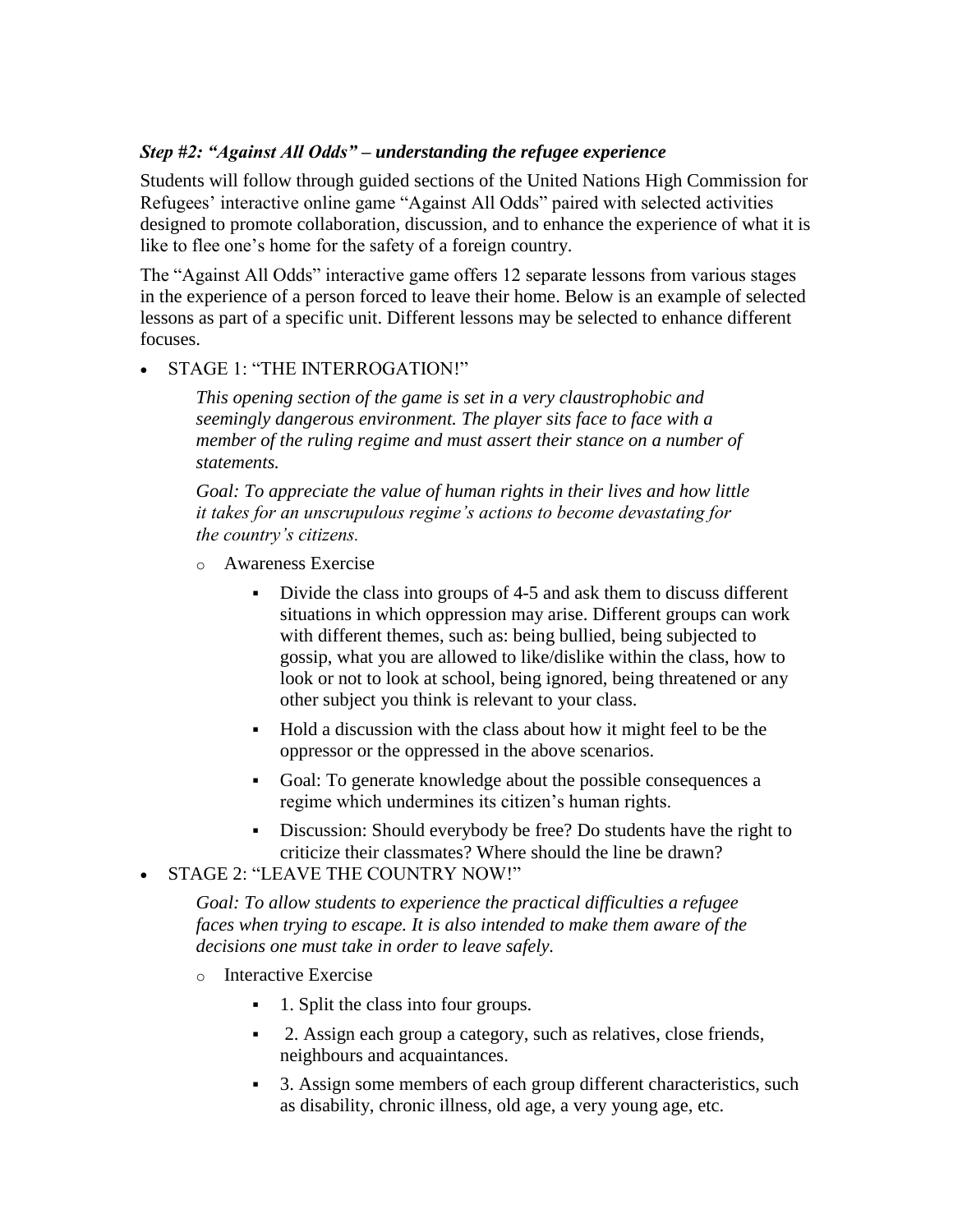### *Step #2: "Against All Odds" – understanding the refugee experience*

Students will follow through guided sections of the United Nations High Commission for Refugees' interactive online game "Against All Odds" paired with selected activities designed to promote collaboration, discussion, and to enhance the experience of what it is like to flee one's home for the safety of a foreign country.

The "Against All Odds" interactive game offers 12 separate lessons from various stages in the experience of a person forced to leave their home. Below is an example of selected lessons as part of a specific unit. Different lessons may be selected to enhance different focuses.

- STAGE 1: "THE INTERROGATION!"

  *This opening section of the game is set in a very claustrophobic and seemingly dangerous environment. The player sits face to face with a member of the ruling regime and must assert their stance on a number of statements.*

  *Goal: To appreciate the value of human rights in their lives and how little it takes for an unscrupulous regime's actions to become devastating for the country's citizens.*

  - Awareness Exercise
    - Divide the class into groups of 4-5 and ask them to discuss different situations in which oppression may arise. Different groups can work with different themes, such as: being bullied, being subjected to gossip, what you are allowed to like/dislike within the class, how to look or not to look at school, being ignored, being threatened or any other subject you think is relevant to your class.
    - Hold a discussion with the class about how it might feel to be the oppressor or the oppressed in the above scenarios.
    - Goal: To generate knowledge about the possible consequences a regime which undermines its citizen's human rights.
    - Discussion: Should everybody be free? Do students have the right to criticize their classmates? Where should the line be drawn?

- STAGE 2: "LEAVE THE COUNTRY NOW!"

  *Goal: To allow students to experience the practical difficulties a refugee faces when trying to escape. It is also intended to make them aware of the decisions one must take in order to leave safely.*

  - Interactive Exercise
    - 1. Split the class into four groups.
    - 2. Assign each group a category, such as relatives, close friends, neighbours and acquaintances.
    - 3. Assign some members of each group different characteristics, such as disability, chronic illness, old age, a very young age, etc.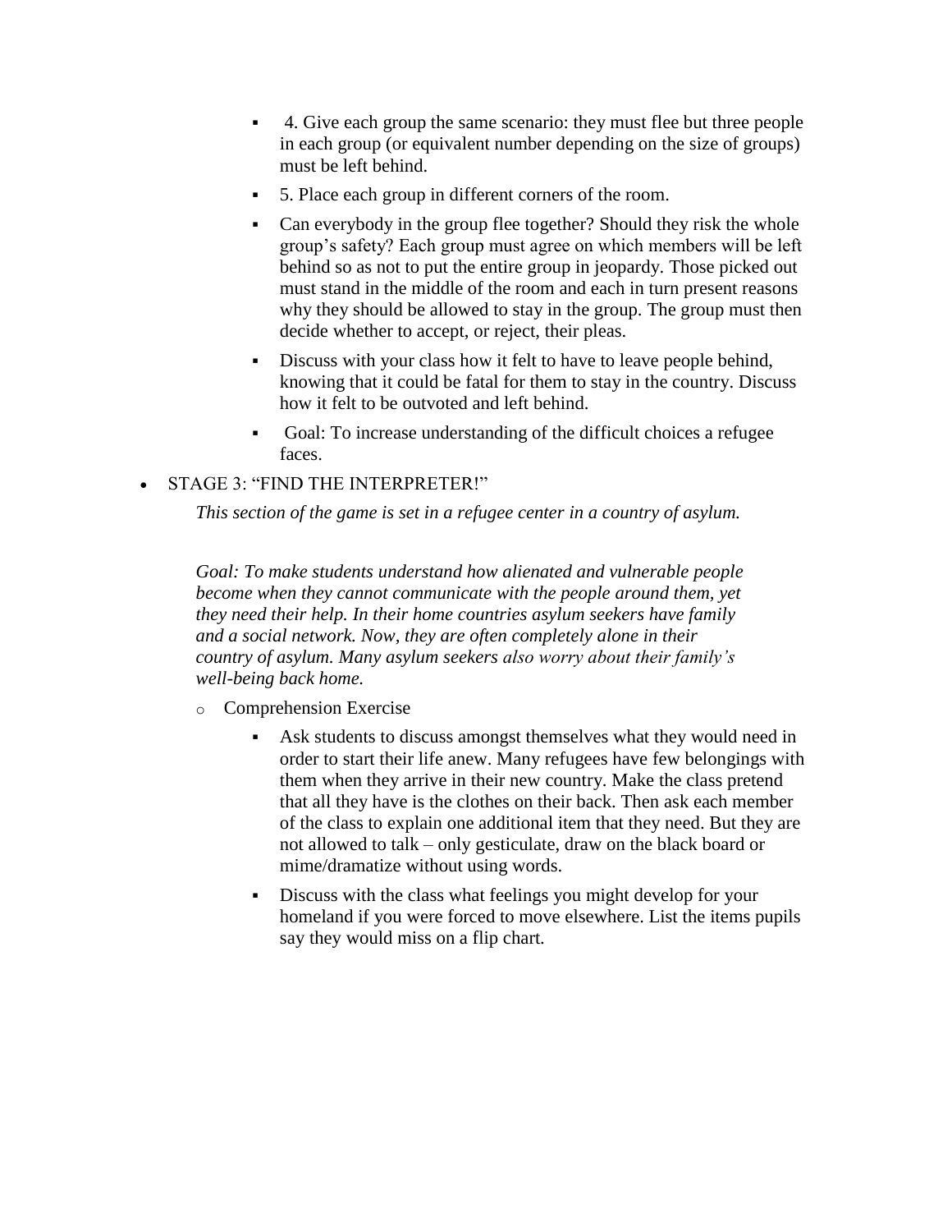- 4. Give each group the same scenario: they must flee but three people in each group (or equivalent number depending on the size of groups) must be left behind.
- 5. Place each group in different corners of the room.
- Can everybody in the group flee together? Should they risk the whole group's safety? Each group must agree on which members will be left behind so as not to put the entire group in jeopardy. Those picked out must stand in the middle of the room and each in turn present reasons why they should be allowed to stay in the group. The group must then decide whether to accept, or reject, their pleas.
- Discuss with your class how it felt to have to leave people behind, knowing that it could be fatal for them to stay in the country. Discuss how it felt to be outvoted and left behind.
- Goal: To increase understanding of the difficult choices a refugee faces.

- STAGE 3: "FIND THE INTERPRETER!"

  *This section of the game is set in a refugee center in a country of asylum.*

  *Goal: To make students understand how alienated and vulnerable people become when they cannot communicate with the people around them, yet they need their help. In their home countries asylum seekers have family and a social network. Now, they are often completely alone in their country of asylum. Many asylum seekers also worry about their family's well-being back home.*

  - Comprehension Exercise
    - Ask students to discuss amongst themselves what they would need in order to start their life anew. Many refugees have few belongings with them when they arrive in their new country. Make the class pretend that all they have is the clothes on their back. Then ask each member of the class to explain one additional item that they need. But they are not allowed to talk – only gesticulate, draw on the black board or mime/dramatize without using words.
    - Discuss with the class what feelings you might develop for your homeland if you were forced to move elsewhere. List the items pupils say they would miss on a flip chart.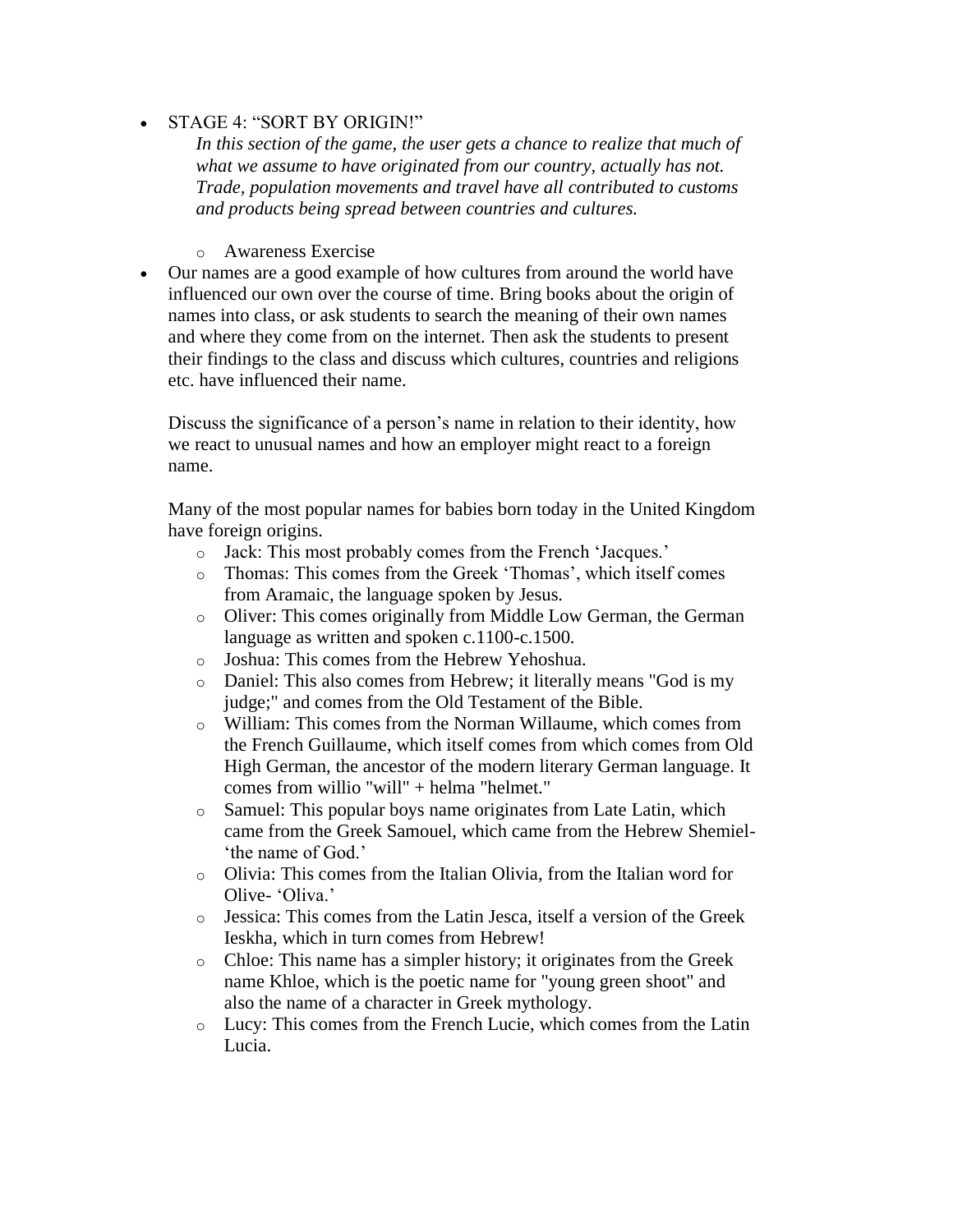- STAGE 4: "SORT BY ORIGIN!"

  *In this section of the game, the user gets a chance to realize that much of what we assume to have originated from our country, actually has not. Trade, population movements and travel have all contributed to customs and products being spread between countries and cultures.*

  - Awareness Exercise

- Our names are a good example of how cultures from around the world have influenced our own over the course of time. Bring books about the origin of names into class, or ask students to search the meaning of their own names and where they come from on the internet. Then ask the students to present their findings to the class and discuss which cultures, countries and religions etc. have influenced their name.

  Discuss the significance of a person's name in relation to their identity, how we react to unusual names and how an employer might react to a foreign name.

  Many of the most popular names for babies born today in the United Kingdom have foreign origins.

  - Jack: This most probably comes from the French 'Jacques.'
  - Thomas: This comes from the Greek 'Thomas', which itself comes from Aramaic, the language spoken by Jesus.
  - Oliver: This comes originally from Middle Low German, the German language as written and spoken c.1100-c.1500.
  - Joshua: This comes from the Hebrew Yehoshua.
  - Daniel: This also comes from Hebrew; it literally means "God is my judge;" and comes from the Old Testament of the Bible.
  - William: This comes from the Norman Willaume, which comes from the French Guillaume, which itself comes from which comes from Old High German, the ancestor of the modern literary German language. It comes from willio "will" + helma "helmet."
  - Samuel: This popular boys name originates from Late Latin, which came from the Greek Samouel, which came from the Hebrew Shemiel- 'the name of God.'
  - Olivia: This comes from the Italian Olivia, from the Italian word for Olive- 'Oliva.'
  - Jessica: This comes from the Latin Jesca, itself a version of the Greek Ieskha, which in turn comes from Hebrew!
  - Chloe: This name has a simpler history; it originates from the Greek name Khloe, which is the poetic name for "young green shoot" and also the name of a character in Greek mythology.
  - Lucy: This comes from the French Lucie, which comes from the Latin Lucia.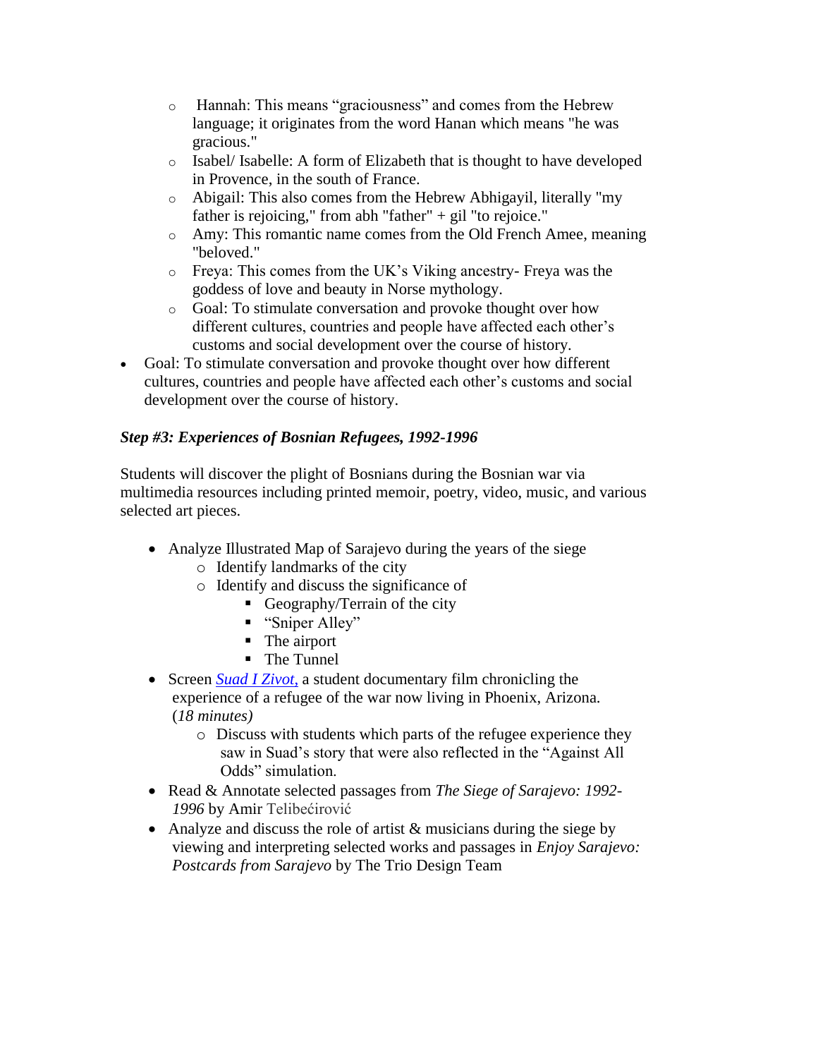- Hannah: This means "graciousness" and comes from the Hebrew language; it originates from the word Hanan which means "he was gracious."
  - Isabel/ Isabelle: A form of Elizabeth that is thought to have developed in Provence, in the south of France.
  - Abigail: This also comes from the Hebrew Abhigayil, literally "my father is rejoicing," from abh "father" + gil "to rejoice."
  - Amy: This romantic name comes from the Old French Amee, meaning "beloved."
  - Freya: This comes from the UK's Viking ancestry- Freya was the goddess of love and beauty in Norse mythology.
  - Goal: To stimulate conversation and provoke thought over how different cultures, countries and people have affected each other's customs and social development over the course of history.
- Goal: To stimulate conversation and provoke thought over how different cultures, countries and people have affected each other's customs and social development over the course of history.

***Step #3: Experiences of Bosnian Refugees, 1992-1996***

Students will discover the plight of Bosnians during the Bosnian war via multimedia resources including printed memoir, poetry, video, music, and various selected art pieces.

- Analyze Illustrated Map of Sarajevo during the years of the siege
  - Identify landmarks of the city
  - Identify and discuss the significance of
    - Geography/Terrain of the city
    - "Sniper Alley"
    - The airport
    - The Tunnel
- Screen *Suad I Zivot,* a student documentary film chronicling the experience of a refugee of the war now living in Phoenix, Arizona. (*18 minutes)*
  - Discuss with students which parts of the refugee experience they saw in Suad's story that were also reflected in the "Against All Odds" simulation.
- Read & Annotate selected passages from *The Siege of Sarajevo: 1992-1996* by Amir Telibećirović
- Analyze and discuss the role of artist & musicians during the siege by viewing and interpreting selected works and passages in *Enjoy Sarajevo: Postcards from Sarajevo* by The Trio Design Team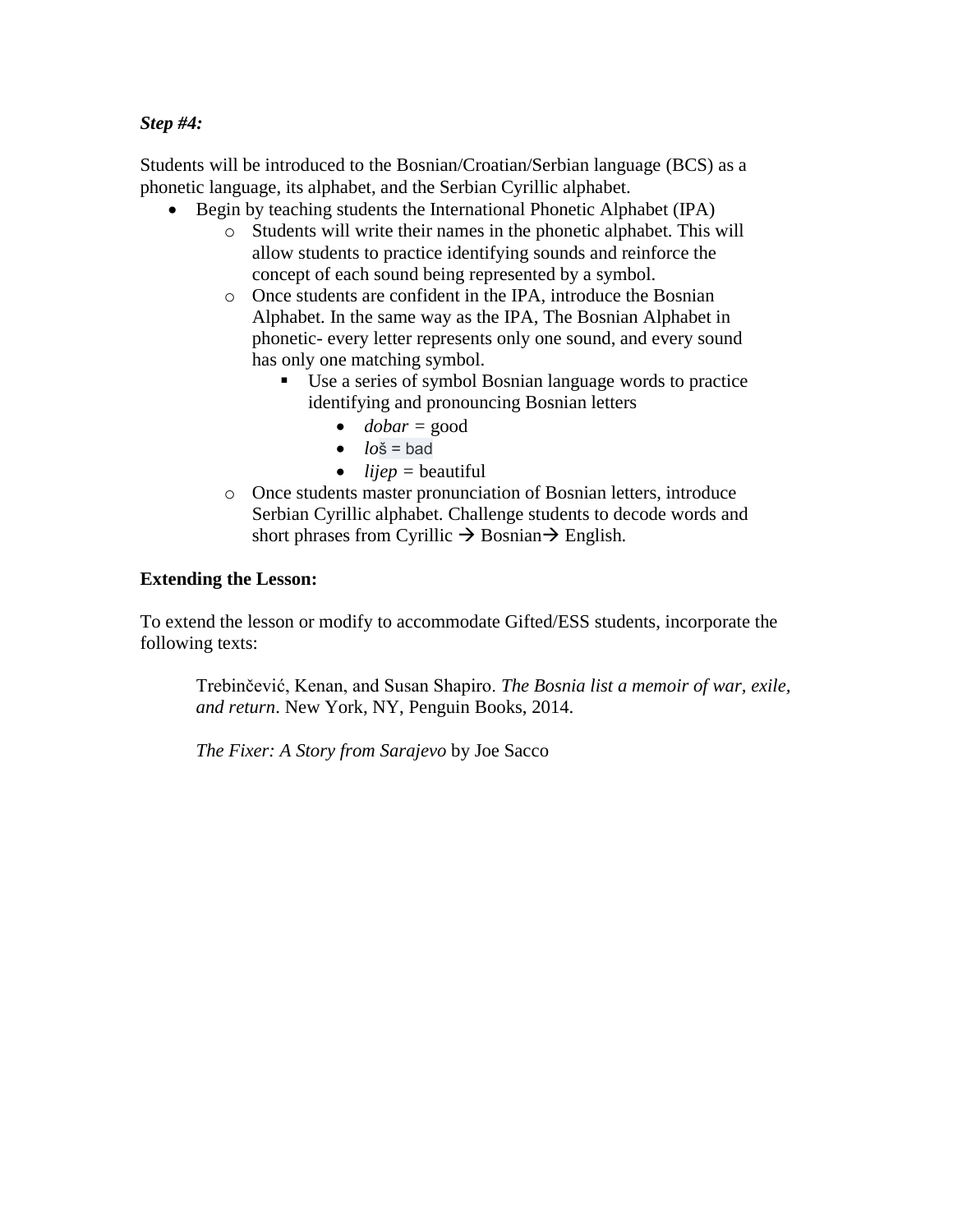***Step #4:***

Students will be introduced to the Bosnian/Croatian/Serbian language (BCS) as a phonetic language, its alphabet, and the Serbian Cyrillic alphabet.

- Begin by teaching students the International Phonetic Alphabet (IPA)
  - Students will write their names in the phonetic alphabet. This will allow students to practice identifying sounds and reinforce the concept of each sound being represented by a symbol.
  - Once students are confident in the IPA, introduce the Bosnian Alphabet. In the same way as the IPA, The Bosnian Alphabet in phonetic- every letter represents only one sound, and every sound has only one matching symbol.
    - Use a series of symbol Bosnian language words to practice identifying and pronouncing Bosnian letters
      - *dobar* = good
      - *lo*š = bad
      - *lijep* = beautiful
  - Once students master pronunciation of Bosnian letters, introduce Serbian Cyrillic alphabet. Challenge students to decode words and short phrases from Cyrillic → Bosnian→ English.

**Extending the Lesson:**

To extend the lesson or modify to accommodate Gifted/ESS students, incorporate the following texts:

> Trebinčević, Kenan, and Susan Shapiro. *The Bosnia list a memoir of war, exile, and return*. New York, NY, Penguin Books, 2014.
>
> *The Fixer: A Story from Sarajevo* by Joe Sacco